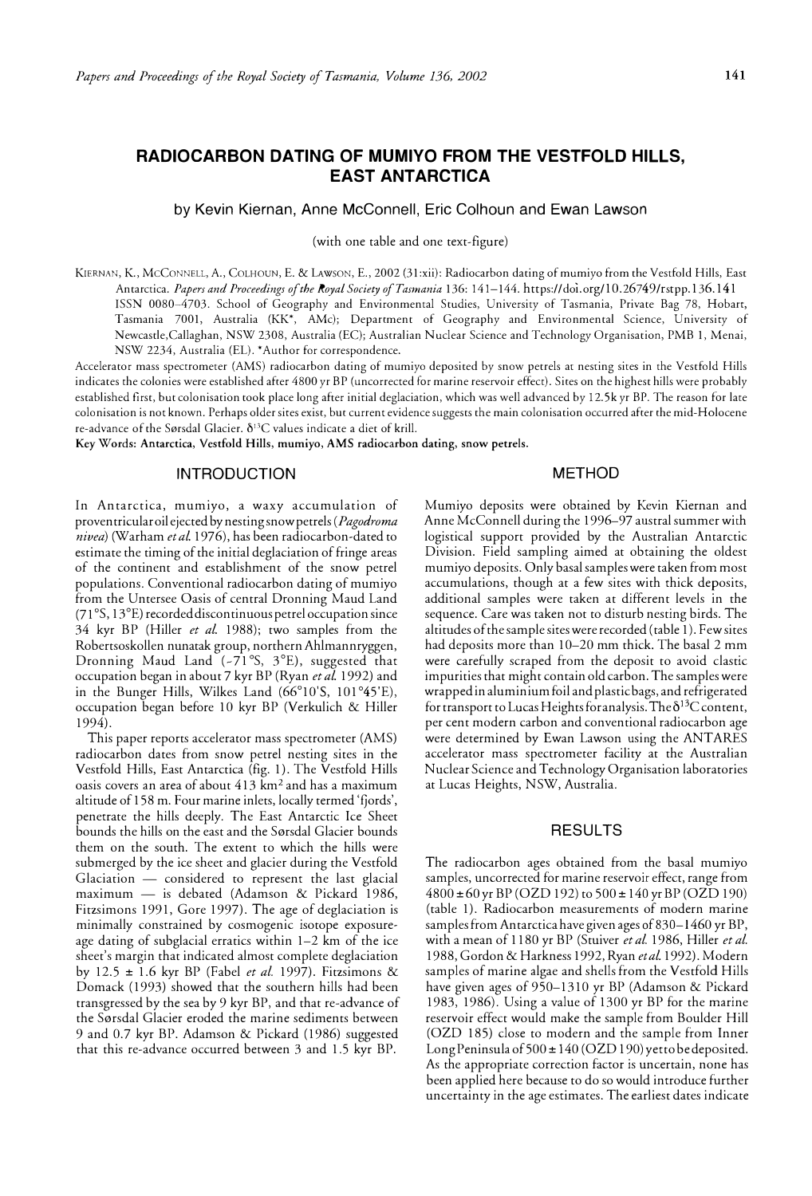# RADIOCARBON DATING OF MUMIYO FROM THE VESTFOLD HILLS, EAST ANTARCTICA

by Kevin Kiernan, Anne McConnell, Eric Colhoun and Ewan Lawson

(with one table and one text-figure)

KIERNAN, K., MCCONNELL, A., COLHOUN, E. & LAWSON, E., 2002 (31:xii): Radiocarbon dating of mumiyo from the Vestfold Hills, East Antarctica. *Papers and Proceedings of the Royal Society of Tasmania* 136: 141–144. https://doi.org/10.26749/rstpp.136.141 ISSN 0080-4703. School of Geography and Environmental Studies, University of Tasmania, Private Bag 78, Hobart, Tasmania 7001, Australia (KK*, AMc); Department of Geography and Environmental Science, University of Newcastle, Callaghan, NSW 2308, Australia (EC); Australian Nuclear Science and Technology Organisation, PMB 1, Menai, NSW 2234, Australia (EL). *Author for correspondence.

Accelerator mass spectrometer (AMS) radiocarbon dating of mumiyo deposited by snow petrels at nesting sites in the Vestfold Hills indicates the colonies were established after 4800 yr BP (uncorrected for marine reservoir effect). Sites on the highest hills were probably established first, but colonisation took place long after initial deglaciation, which was well advanced by 12.5k yr BP. The reason for late colonisation is not known. Perhaps older sites exist, but current evidence suggests the main colonisation occurred after the mid-Holocene re-advance of the Sørsdal Glacier. $\delta^{13}C$ values indicate a diet of krill.

**Key Words: Antarctica, Vestfold Hills, mumiyo, AMS radiocarbon dating, snow petrels.**

## INTRODUCTION

In Antarctica, mumiyo, a waxy accumulation of proventricular oil ejected by nesting snow petrels (*Pagodroma nivea*) (Warham *et al.* 1976), has been radiocarbon-dated to estimate the timing of the initial deglaciation of fringe areas of the continent and establishment of the snow petrel populations. Conventional radiocarbon dating of mumiyo from the Untersee Oasis of central Dronning Maud Land (71°S, 13°E) recorded discontinuous petrel occupation since 34 kyr BP (Hiller *et al.* 1988); two samples from the Robertsoskollen nunatak group, northern Ahlmannryggen, Dronning Maud Land (~71°S, 3°E), suggested that occupation began in about 7 kyr BP (Ryan *et al.* 1992) and in the Bunger Hills, Wilkes Land (66°10'S, 101°45'E), occupation began before 10 kyr BP (Verkulich & Hiller 1994).

This paper reports accelerator mass spectrometer (AMS) radiocarbon dates from snow petrel nesting sites in the Vestfold Hills, East Antarctica (fig. 1). The Vestfold Hills oasis covers an area of about 413 km² and has a maximum altitude of 158 m. Four marine inlets, locally termed 'fjords', penetrate the hills deeply. The East Antarctic Ice Sheet bounds the hills on the east and the Sørsdal Glacier bounds them on the south. The extent to which the hills were submerged by the ice sheet and glacier during the Vestfold Glaciation — considered to represent the last glacial maximum — is debated (Adamson & Pickard 1986, Fitzsimons 1991, Gore 1997). The age of deglaciation is minimally constrained by cosmogenic isotope exposure-age dating of subglacial erratics within 1–2 km of the ice sheet's margin that indicated almost complete deglaciation by 12.5 ± 1.6 kyr BP (Fabel *et al.* 1997). Fitzsimons & Domack (1993) showed that the southern hills had been transgressed by the sea by 9 kyr BP, and that re-advance of the Sørsdal Glacier eroded the marine sediments between 9 and 0.7 kyr BP. Adamson & Pickard (1986) suggested that this re-advance occurred between 3 and 1.5 kyr BP.

## METHOD

Mumiyo deposits were obtained by Kevin Kiernan and Anne McConnell during the 1996–97 austral summer with logistical support provided by the Australian Antarctic Division. Field sampling aimed at obtaining the oldest mumiyo deposits. Only basal samples were taken from most accumulations, though at a few sites with thick deposits, additional samples were taken at different levels in the sequence. Care was taken not to disturb nesting birds. The altitudes of the sample sites were recorded (table 1). Few sites had deposits more than 10–20 mm thick. The basal 2 mm were carefully scraped from the deposit to avoid clastic impurities that might contain old carbon. The samples were wrapped in aluminium foil and plastic bags, and refrigerated for transport to Lucas Heights for analysis. The $\delta^{13}C$ content, per cent modern carbon and conventional radiocarbon age were determined by Ewan Lawson using the ANTARES accelerator mass spectrometer facility at the Australian Nuclear Science and Technology Organisation laboratories at Lucas Heights, NSW, Australia.

## RESULTS

The radiocarbon ages obtained from the basal mumiyo samples, uncorrected for marine reservoir effect, range from 4800 ± 60 yr BP (OZD 192) to 500 ± 140 yr BP (OZD 190) (table 1). Radiocarbon measurements of modern marine samples from Antarctica have given ages of 830–1460 yr BP, with a mean of 1180 yr BP (Stuiver *et al.* 1986, Hiller *et al.* 1988, Gordon & Harkness 1992, Ryan *et al.* 1992). Modern samples of marine algae and shells from the Vestfold Hills have given ages of 950–1310 yr BP (Adamson & Pickard 1983, 1986). Using a value of 1300 yr BP for the marine reservoir effect would make the sample from Boulder Hill (OZD 185) close to modern and the sample from Inner Long Peninsula of 500 ± 140 (OZD 190) yet to be deposited. As the appropriate correction factor is uncertain, none has been applied here because to do so would introduce further uncertainty in the age estimates. The earliest dates indicate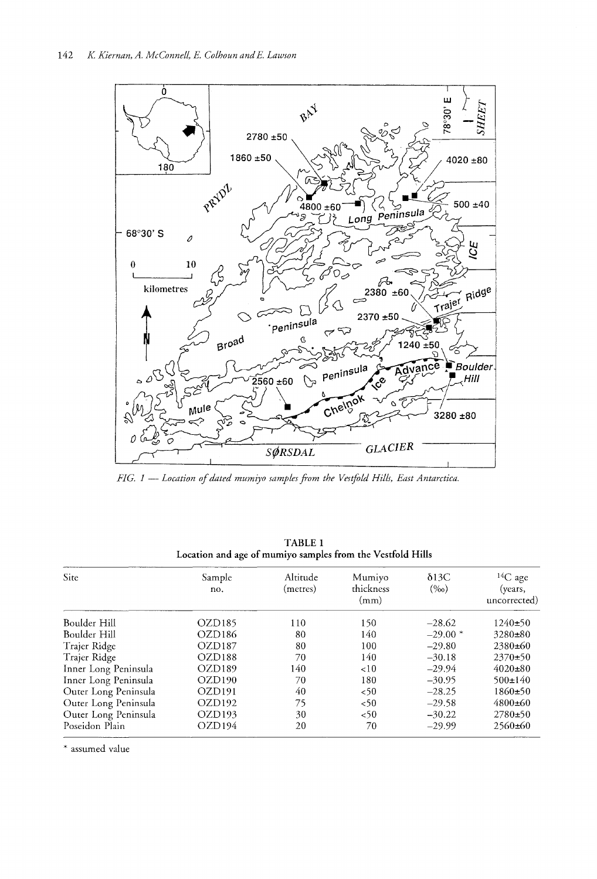*FIG. 1 — Location of dated mumiyo samples from the Vestfold Hills, East Antarctica.*

**TABLE 1**
**Location and age of mumiyo samples from the Vestfold Hills**

| Site | Sample no. | Altitude (metres) | Mumiyo thickness (mm) | δ13C (‰) | $^{14}C$ age (years, uncorrected) |
|---|---|---|---|---|---|
| Boulder Hill | OZD185 | 110 | 150 | −28.62 | 1240±50 |
| Boulder Hill | OZD186 | 80 | 140 | −29.00 * | 3280±80 |
| Trajer Ridge | OZD187 | 80 | 100 | −29.80 | 2380±60 |
| Trajer Ridge | OZD188 | 70 | 140 | −30.18 | 2370±50 |
| Inner Long Peninsula | OZD189 | 140 | <10 | −29.94 | 4020±80 |
| Inner Long Peninsula | OZD190 | 70 | 180 | −30.95 | 500±140 |
| Outer Long Peninsula | OZD191 | 40 | <50 | −28.25 | 1860±50 |
| Outer Long Peninsula | OZD192 | 75 | <50 | −29.58 | 4800±60 |
| Outer Long Peninsula | OZD193 | 30 | <50 | −30.22 | 2780±50 |
| Poseidon Plain | OZD194 | 20 | 70 | −29.99 | 2560±60 |

\* assumed value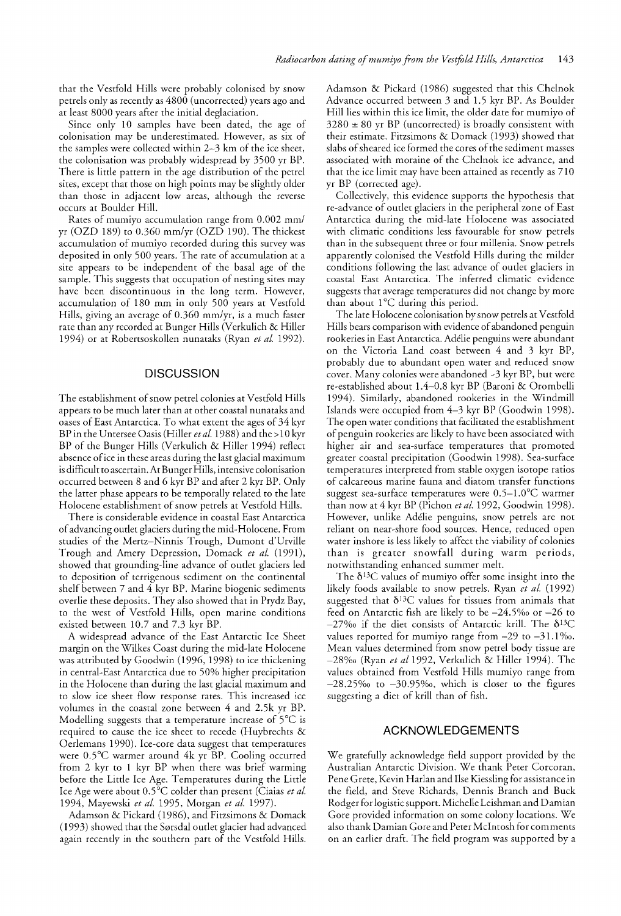that the Vestfold Hills were probably colonised by snow petrels only as recently as 4800 (uncorrected) years ago and at least 8000 years after the initial deglaciation.

Since only 10 samples have been dated, the age of colonisation may be underestimated. However, as six of the samples were collected within 2–3 km of the ice sheet, the colonisation was probably widespread by 3500 yr BP. There is little pattern in the age distribution of the petrel sites, except that those on high points may be slightly older than those in adjacent low areas, although the reverse occurs at Boulder Hill.

Rates of mumiyo accumulation range from 0.002 mm/yr (OZD 189) to 0.360 mm/yr (OZD 190). The thickest accumulation of mumiyo recorded during this survey was deposited in only 500 years. The rate of accumulation at a site appears to be independent of the basal age of the sample. This suggests that occupation of nesting sites may have been discontinuous in the long term. However, accumulation of 180 mm in only 500 years at Vestfold Hills, giving an average of 0.360 mm/yr, is a much faster rate than any recorded at Bunger Hills (Verkulich & Hiller 1994) or at Robertsoskollen nunataks (Ryan *et al.* 1992).

## DISCUSSION

The establishment of snow petrel colonies at Vestfold Hills appears to be much later than at other coastal nunataks and oases of East Antarctica. To what extent the ages of 34 kyr BP in the Untersee Oasis (Hiller *et al.* 1988) and the >10 kyr BP of the Bunger Hills (Verkulich & Hiller 1994) reflect absence of ice in these areas during the last glacial maximum is difficult to ascertain. At Bunger Hills, intensive colonisation occurred between 8 and 6 kyr BP and after 2 kyr BP. Only the latter phase appears to be temporally related to the late Holocene establishment of snow petrels at Vestfold Hills.

There is considerable evidence in coastal East Antarctica of advancing outlet glaciers during the mid-Holocene. From studies of the Mertz–Ninnis Trough, Dumont d'Urville Trough and Amery Depression, Domack *et al.* (1991), showed that grounding-line advance of outlet glaciers led to deposition of terrigenous sediment on the continental shelf between 7 and 4 kyr BP. Marine biogenic sediments overlie these deposits. They also showed that in Prydz Bay, to the west of Vestfold Hills, open marine conditions existed between 10.7 and 7.3 kyr BP.

A widespread advance of the East Antarctic Ice Sheet margin on the Wilkes Coast during the mid-late Holocene was attributed by Goodwin (1996, 1998) to ice thickening in central-East Antarctica due to 50% higher precipitation in the Holocene than during the last glacial maximum and to slow ice sheet flow response rates. This increased ice volumes in the coastal zone between 4 and 2.5k yr BP. Modelling suggests that a temperature increase of 5°C is required to cause the ice sheet to recede (Huybrechts & Oerlemans 1990). Ice-core data suggest that temperatures were 0.5°C warmer around 4k yr BP. Cooling occurred from 2 kyr to 1 kyr BP when there was brief warming before the Little Ice Age. Temperatures during the Little Ice Age were about 0.5°C colder than present (Ciaias *et al.* 1994, Mayewski *et al.* 1995, Morgan *et al.* 1997).

Adamson & Pickard (1986), and Fitzsimons & Domack (1993) showed that the Sørsdal outlet glacier had advanced again recently in the southern part of the Vestfold Hills. Adamson & Pickard (1986) suggested that this Chelnok Advance occurred between 3 and 1.5 kyr BP. As Boulder Hill lies within this ice limit, the older date for mumiyo of 3280 ± 80 yr BP (uncorrected) is broadly consistent with their estimate. Fitzsimons & Domack (1993) showed that slabs of sheared ice formed the cores of the sediment masses associated with moraine of the Chelnok ice advance, and that the ice limit may have been attained as recently as 710 yr BP (corrected age).

Collectively, this evidence supports the hypothesis that re-advance of outlet glaciers in the peripheral zone of East Antarctica during the mid-late Holocene was associated with climatic conditions less favourable for snow petrels than in the subsequent three or four millenia. Snow petrels apparently colonised the Vestfold Hills during the milder conditions following the last advance of outlet glaciers in coastal East Antarctica. The inferred climatic evidence suggests that average temperatures did not change by more than about 1°C during this period.

The late Holocene colonisation by snow petrels at Vestfold Hills bears comparison with evidence of abandoned penguin rookeries in East Antarctica. Adélie penguins were abundant on the Victoria Land coast between 4 and 3 kyr BP, probably due to abundant open water and reduced snow cover. Many colonies were abandoned ~3 kyr BP, but were re-established about 1.4–0.8 kyr BP (Baroni & Orombelli 1994). Similarly, abandoned rookeries in the Windmill Islands were occupied from 4–3 kyr BP (Goodwin 1998). The open water conditions that facilitated the establishment of penguin rookeries are likely to have been associated with higher air and sea-surface temperatures that promoted greater coastal precipitation (Goodwin 1998). Sea-surface temperatures interpreted from stable oxygen isotope ratios of calcareous marine fauna and diatom transfer functions suggest sea-surface temperatures were 0.5–1.0°C warmer than now at 4 kyr BP (Pichon *et al.* 1992, Goodwin 1998). However, unlike Adélie penguins, snow petrels are not reliant on near-shore food sources. Hence, reduced open water inshore is less likely to affect the viability of colonies than is greater snowfall during warm periods, notwithstanding enhanced summer melt.

The $\delta^{13}C$ values of mumiyo offer some insight into the likely foods available to snow petrels. Ryan *et al.* (1992) suggested that $\delta^{13}C$ values for tissues from animals that feed on Antarctic fish are likely to be –24.5‰ or –26 to –27‰ if the diet consists of Antarctic krill. The $\delta^{13}C$ values reported for mumiyo range from –29 to –31.1‰. Mean values determined from snow petrel body tissue are –28‰ (Ryan *et al* 1992, Verkulich & Hiller 1994). The values obtained from Vestfold Hills mumiyo range from –28.25‰ to –30.95‰, which is closer to the figures suggesting a diet of krill than of fish.

## ACKNOWLEDGEMENTS

We gratefully acknowledge field support provided by the Australian Antarctic Division. We thank Peter Corcoran, Pene Grete, Kevin Harlan and Ilse Kiessling for assistance in the field, and Steve Richards, Dennis Branch and Buck Rodger for logistic support. Michelle Leishman and Damian Gore provided information on some colony locations. We also thank Damian Gore and Peter McIntosh for comments on an earlier draft. The field program was supported by a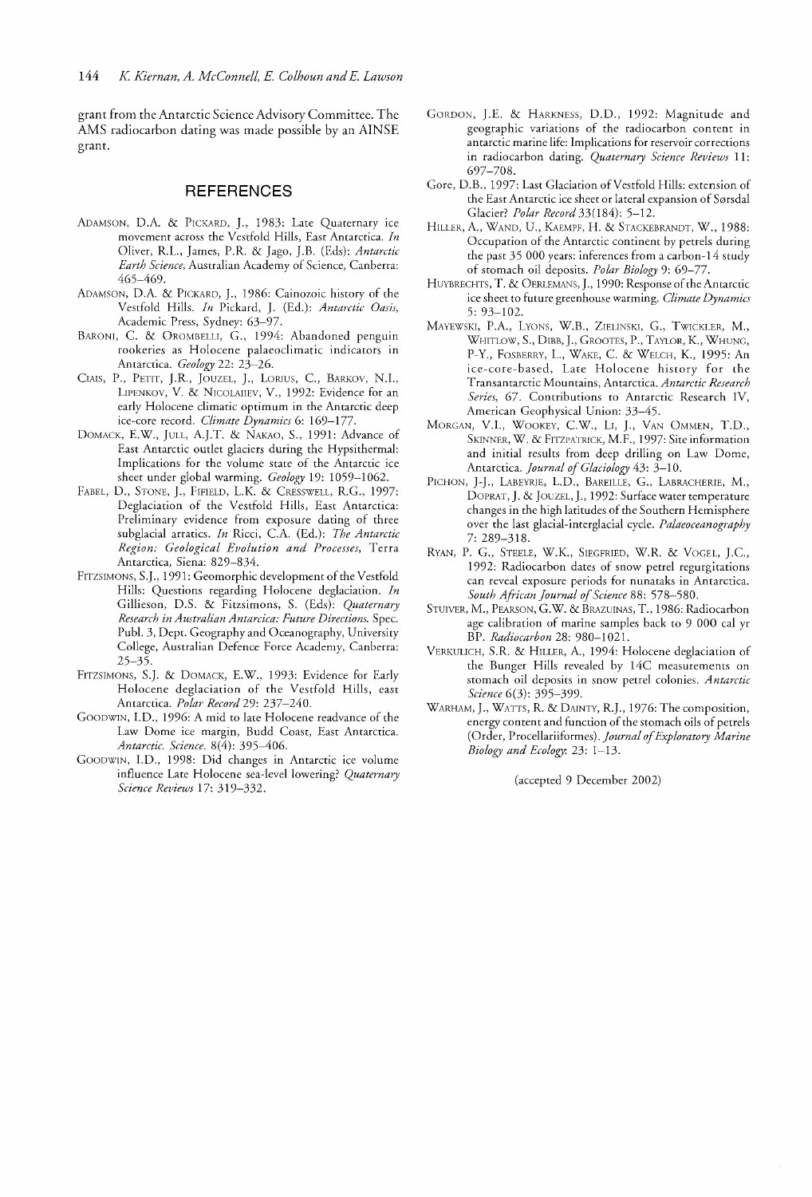grant from the Antarctic Science Advisory Committee. The AMS radiocarbon dating was made possible by an AINSE grant.

## REFERENCES

ADAMSON, D.A. & PICKARD, J., 1983: Late Quaternary ice movement across the Vestfold Hills, East Antarctica. *In* Oliver, R.L., James, P.R. & Jago, J.B. (Eds): *Antarctic Earth Science*, Australian Academy of Science, Canberra: 465–469.

ADAMSON, D.A. & PICKARD, J., 1986: Cainozoic history of the Vestfold Hills. *In* Pickard, J. (Ed.): *Antarctic Oasis*, Academic Press, Sydney: 63–97.

BARONI, C. & OROMBELLI, G., 1994: Abandoned penguin rookeries as Holocene palaeoclimatic indicators in Antarctica. *Geology* 22: 23–26.

CIAIS, P., PETIT, J.R., JOUZEL, J., LORIUS, C., BARKOV, N.I., LIPENKOV, V. & NICOLAIIEV, V., 1992: Evidence for an early Holocene climatic optimum in the Antarctic deep ice-core record. *Climate Dynamics* 6: 169–177.

DOMACK, E.W., JULL, A.J.T. & NAKAO, S., 1991: Advance of East Antarctic outlet glaciers during the Hypsithermal: Implications for the volume state of the Antarctic ice sheet under global warming. *Geology* 19: 1059–1062.

FABEL, D., STONE, J., FIFIELD, L.K. & CRESSWELL, R.G., 1997: Deglaciation of the Vestfold Hills, East Antarctica: Preliminary evidence from exposure dating of three subglacial arratics. *In* Ricci, C.A. (Ed.): *The Antarctic Region: Geological Evolution and Processes*, Terra Antarctica, Siena: 829–834.

FITZSIMONS, S.J., 1991: Geomorphic development of the Vestfold Hills: Questions regarding Holocene deglaciation. *In* Gillieson, D.S. & Fitzsimons, S. (Eds): *Quaternary Research in Australian Antarcica: Future Directions*. Spec. Publ. 3, Dept. Geography and Oceanography, University College, Australian Defence Force Academy, Canberra: 25–35.

FITZSIMONS, S.J. & DOMACK, E.W., 1993: Evidence for Early Holocene deglaciation of the Vestfold Hills, east Antarctica. *Polar Record* 29: 237–240.

GOODWIN, I.D., 1996: A mid to late Holocene readvance of the Law Dome ice margin, Budd Coast, East Antarctica. *Antarctic. Science*. 8(4): 395–406.

GOODWIN, I.D., 1998: Did changes in Antarctic ice volume influence Late Holocene sea-level lowering? *Quaternary Science Reviews* 17: 319–332.

GORDON, J.E. & HARKNESS, D.D., 1992: Magnitude and geographic variations of the radiocarbon content in antarctic marine life: Implications for reservoir corrections in radiocarbon dating. *Quaternary Science Reviews* 11: 697–708.

Gore, D.B., 1997: Last Glaciation of Vestfold Hills: extension of the East Antarctic ice sheet or lateral expansion of Sørsdal Glacier? *Polar Record* 33(184): 5–12.

HILLER, A., WAND, U., KAEMPF, H. & STACKEBRANDT, W., 1988: Occupation of the Antarctic continent by petrels during the past 35 000 years: inferences from a carbon-14 study of stomach oil deposits. *Polar Biology* 9: 69–77.

HUYBRECHTS, T. & OERLEMANS, J., 1990: Response of the Antarctic ice sheet to future greenhouse warming. *Climate Dynamics* 5: 93–102.

MAYEWSKI, P.A., LYONS, W.B., ZIELINSKI, G., TWICKLER, M., WHITLOW, S., DIBB, J., GROOTES, P., TAYLOR, K., WHUNG, P-Y., FOSBERRY, L., WAKE, C. & WELCH, K., 1995: An ice-core-based, Late Holocene history for the Transantarctic Mountains, Antarctica. *Antarctic Research Series*, 67. Contributions to Antarctic Research IV, American Geophysical Union: 33–45.

MORGAN, V.I., WOOKEY, C.W., LI, J., VAN OMMEN, T.D., SKINNER, W. & FITZPATRICK, M.F., 1997: Site information and initial results from deep drilling on Law Dome, Antarctica. *Journal of Glaciology* 43: 3–10.

PICHON, J-J., LABEYRIE, L.D., BAREILLE, G., LABRACHERIE, M., DOPRAT, J. & JOUZEL, J., 1992: Surface water temperature changes in the high latitudes of the Southern Hemisphere over the last glacial-interglacial cycle. *Palaeoceanography* 7: 289–318.

RYAN, P. G., STEELE, W.K., SIEGFRIED, W.R. & VOGEL, J.C., 1992: Radiocarbon dates of snow petrel regurgitations can reveal exposure periods for nunataks in Antarctica. *South African Journal of Science* 88: 578–580.

STUIVER, M., PEARSON, G.W. & BRAZUINAS, T., 1986: Radiocarbon age calibration of marine samples back to 9 000 cal yr BP. *Radiocarbon* 28: 980–1021.

VERKULICH, S.R. & HILLER, A., 1994: Holocene deglaciation of the Bunger Hills revealed by 14C measurements on stomach oil deposits in snow petrel colonies. *Antarctic Science* 6(3): 395–399.

WARHAM, J., WATTS, R. & DAINTY, R.J., 1976: The composition, energy content and function of the stomach oils of petrels (Order, Procellariiformes). *Journal of Exploratory Marine Biology and Ecology*: 23: 1–13.

(accepted 9 December 2002)